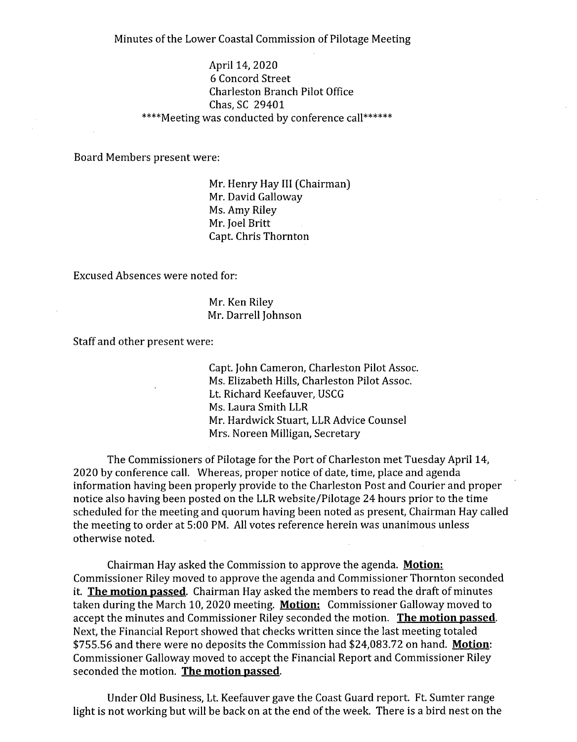Minutes of the Lower Coastal Commission of Pilotage Meeting

April 14, 2020
6 Concord Street
Charleston Branch Pilot Office
Chas, SC 29401
****Meeting was conducted by conference call******

Board Members present were:

Mr. Henry Hay III (Chairman)
Mr. David Galloway
Ms. Amy Riley
Mr. Joel Britt
Capt. Chris Thornton

Excused Absences were noted for:

Mr. Ken Riley
Mr. Darrell Johnson

Staff and other present were:

Capt. John Cameron, Charleston Pilot Assoc.
Ms. Elizabeth Hills, Charleston Pilot Assoc.
Lt. Richard Keefauver, USCG
Ms. Laura Smith LLR
Mr. Hardwick Stuart, LLR Advice Counsel
Mrs. Noreen Milligan, Secretary

The Commissioners of Pilotage for the Port of Charleston met Tuesday April 14, 2020 by conference call. Whereas, proper notice of date, time, place and agenda information having been properly provide to the Charleston Post and Courier and proper notice also having been posted on the LLR website/Pilotage 24 hours prior to the time scheduled for the meeting and quorum having been noted as present, Chairman Hay called the meeting to order at 5:00 PM. All votes reference herein was unanimous unless otherwise noted.

Chairman Hay asked the Commission to approve the agenda. **Motion:** Commissioner Riley moved to approve the agenda and Commissioner Thornton seconded it. **The motion passed**. Chairman Hay asked the members to read the draft of minutes taken during the March 10, 2020 meeting. **Motion:** Commissioner Galloway moved to accept the minutes and Commissioner Riley seconded the motion. **The motion passed**. Next, the Financial Report showed that checks written since the last meeting totaled $755.56 and there were no deposits the Commission had $24,083.72 on hand. **Motion**: Commissioner Galloway moved to accept the Financial Report and Commissioner Riley seconded the motion. **The motion passed**.

Under Old Business, Lt. Keefauver gave the Coast Guard report. Ft. Sumter range light is not working but will be back on at the end of the week. There is a bird nest on the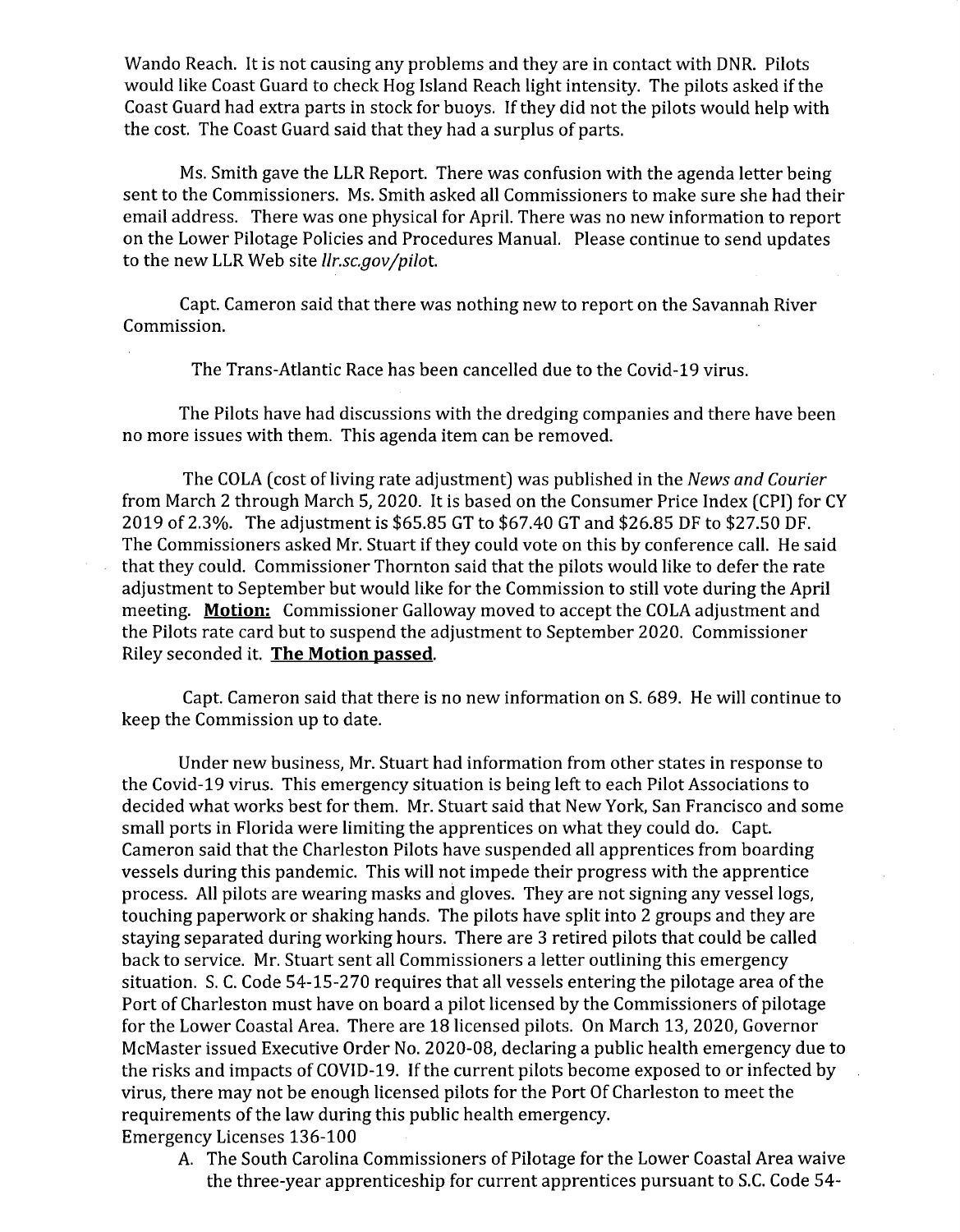Wando Reach. It is not causing any problems and they are in contact with DNR. Pilots would like Coast Guard to check Hog Island Reach light intensity. The pilots asked if the Coast Guard had extra parts in stock for buoys. If they did not the pilots would help with the cost. The Coast Guard said that they had a surplus of parts.

Ms. Smith gave the LLR Report. There was confusion with the agenda letter being sent to the Commissioners. Ms. Smith asked all Commissioners to make sure she had their email address. There was one physical for April. There was no new information to report on the Lower Pilotage Policies and Procedures Manual. Please continue to send updates to the new LLR Web site *llr.sc.gov/pilot*.

Capt. Cameron said that there was nothing new to report on the Savannah River Commission.

The Trans-Atlantic Race has been cancelled due to the Covid-19 virus.

The Pilots have had discussions with the dredging companies and there have been no more issues with them. This agenda item can be removed.

The COLA (cost of living rate adjustment) was published in the *News and Courier* from March 2 through March 5, 2020. It is based on the Consumer Price Index (CPI) for CY 2019 of 2.3%. The adjustment is $65.85 GT to $67.40 GT and $26.85 DF to $27.50 DF. The Commissioners asked Mr. Stuart if they could vote on this by conference call. He said that they could. Commissioner Thornton said that the pilots would like to defer the rate adjustment to September but would like for the Commission to still vote during the April meeting. **Motion:** Commissioner Galloway moved to accept the COLA adjustment and the Pilots rate card but to suspend the adjustment to September 2020. Commissioner Riley seconded it. **The Motion passed.**

Capt. Cameron said that there is no new information on S. 689. He will continue to keep the Commission up to date.

Under new business, Mr. Stuart had information from other states in response to the Covid-19 virus. This emergency situation is being left to each Pilot Associations to decided what works best for them. Mr. Stuart said that New York, San Francisco and some small ports in Florida were limiting the apprentices on what they could do. Capt. Cameron said that the Charleston Pilots have suspended all apprentices from boarding vessels during this pandemic. This will not impede their progress with the apprentice process. All pilots are wearing masks and gloves. They are not signing any vessel logs, touching paperwork or shaking hands. The pilots have split into 2 groups and they are staying separated during working hours. There are 3 retired pilots that could be called back to service. Mr. Stuart sent all Commissioners a letter outlining this emergency situation. S. C. Code 54-15-270 requires that all vessels entering the pilotage area of the Port of Charleston must have on board a pilot licensed by the Commissioners of pilotage for the Lower Coastal Area. There are 18 licensed pilots. On March 13, 2020, Governor McMaster issued Executive Order No. 2020-08, declaring a public health emergency due to the risks and impacts of COVID-19. If the current pilots become exposed to or infected by virus, there may not be enough licensed pilots for the Port Of Charleston to meet the requirements of the law during this public health emergency.

Emergency Licenses 136-100

A. The South Carolina Commissioners of Pilotage for the Lower Coastal Area waive the three-year apprenticeship for current apprentices pursuant to S.C. Code 54-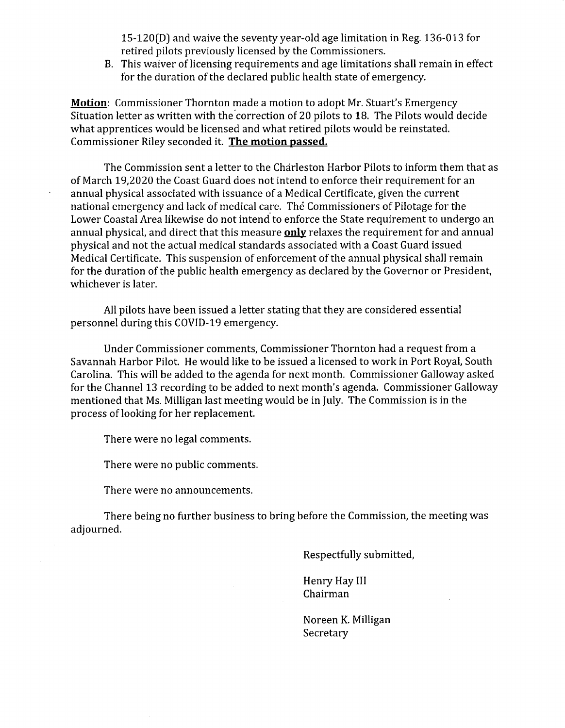15-120(D) and waive the seventy year-old age limitation in Reg. 136-013 for retired pilots previously licensed by the Commissioners.

B. This waiver of licensing requirements and age limitations shall remain in effect for the duration of the declared public health state of emergency.

**Motion**: Commissioner Thornton made a motion to adopt Mr. Stuart's Emergency Situation letter as written with the correction of 20 pilots to 18. The Pilots would decide what apprentices would be licensed and what retired pilots would be reinstated. Commissioner Riley seconded it. **The motion passed.**

The Commission sent a letter to the Charleston Harbor Pilots to inform them that as of March 19,2020 the Coast Guard does not intend to enforce their requirement for an annual physical associated with issuance of a Medical Certificate, given the current national emergency and lack of medical care. The Commissioners of Pilotage for the Lower Coastal Area likewise do not intend to enforce the State requirement to undergo an annual physical, and direct that this measure **only** relaxes the requirement for and annual physical and not the actual medical standards associated with a Coast Guard issued Medical Certificate. This suspension of enforcement of the annual physical shall remain for the duration of the public health emergency as declared by the Governor or President, whichever is later.

All pilots have been issued a letter stating that they are considered essential personnel during this COVID-19 emergency.

Under Commissioner comments, Commissioner Thornton had a request from a Savannah Harbor Pilot. He would like to be issued a licensed to work in Port Royal, South Carolina. This will be added to the agenda for next month. Commissioner Galloway asked for the Channel 13 recording to be added to next month's agenda. Commissioner Galloway mentioned that Ms. Milligan last meeting would be in July. The Commission is in the process of looking for her replacement.

There were no legal comments.

There were no public comments.

There were no announcements.

There being no further business to bring before the Commission, the meeting was adjourned.

Respectfully submitted,

Henry Hay III
Chairman

Noreen K. Milligan
Secretary